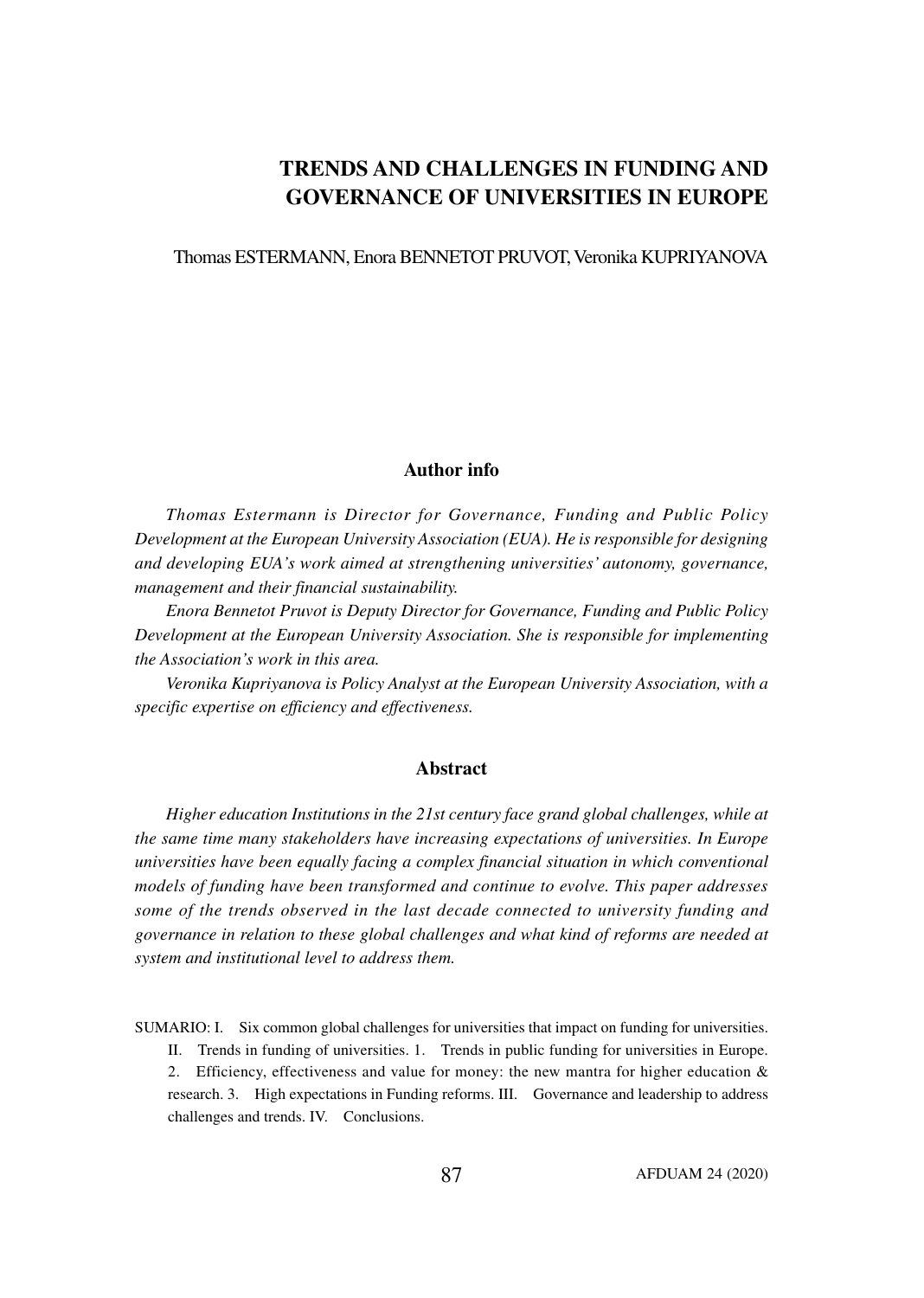# TRENDS AND CHALLENGES IN FUNDING AND GOVERNANCE OF UNIVERSITIES IN EUROPE

Thomas ESTERMANN, Enora BENNETOT PRUVOT, Veronika KUPRIYANOVA

## Author info

*Thomas Estermann is Director for Governance, Funding and Public Policy Development at the European University Association (EUA). He is responsible for designing and developing EUA's work aimed at strengthening universities' autonomy, governance, management and their financial sustainability.*

*Enora Bennetot Pruvot is Deputy Director for Governance, Funding and Public Policy Development at the European University Association. She is responsible for implementing the Association's work in this area.*

*Veronika Kupriyanova is Policy Analyst at the European University Association, with a specific expertise on efficiency and effectiveness.*

## Abstract

*Higher education Institutions in the 21st century face grand global challenges, while at the same time many stakeholders have increasing expectations of universities. In Europe universities have been equally facing a complex financial situation in which conventional models of funding have been transformed and continue to evolve. This paper addresses some of the trends observed in the last decade connected to university funding and governance in relation to these global challenges and what kind of reforms are needed at system and institutional level to address them.*

SUMARIO: I. Six common global challenges for universities that impact on funding for universities. II. Trends in funding of universities. 1. Trends in public funding for universities in Europe. 2. Efficiency, effectiveness and value for money: the new mantra for higher education & research. 3. High expectations in Funding reforms. III. Governance and leadership to address challenges and trends. IV. Conclusions.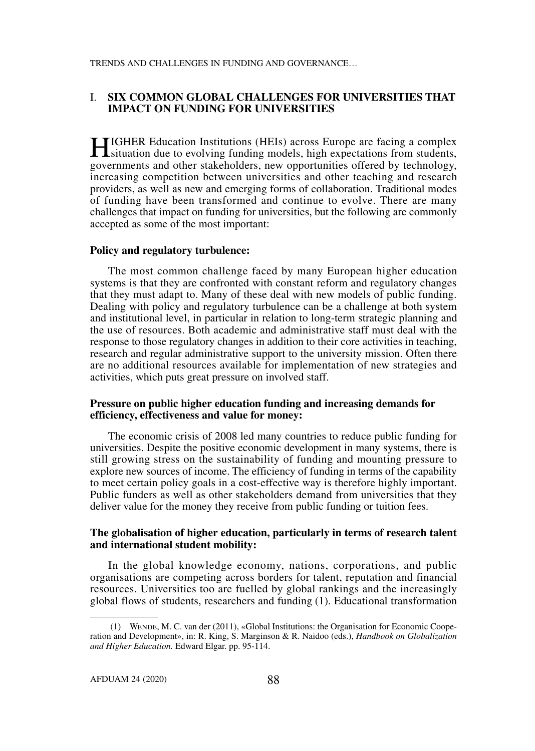## I. SIX COMMON GLOBAL CHALLENGES FOR UNIVERSITIES THAT IMPACT ON FUNDING FOR UNIVERSITIES

HIGHER Education Institutions (HEIs) across Europe are facing a complex situation due to evolving funding models, high expectations from students, governments and other stakeholders, new opportunities offered by technology, increasing competition between universities and other teaching and research providers, as well as new and emerging forms of collaboration. Traditional modes of funding have been transformed and continue to evolve. There are many challenges that impact on funding for universities, but the following are commonly accepted as some of the most important:

**Policy and regulatory turbulence:**

The most common challenge faced by many European higher education systems is that they are confronted with constant reform and regulatory changes that they must adapt to. Many of these deal with new models of public funding. Dealing with policy and regulatory turbulence can be a challenge at both system and institutional level, in particular in relation to long-term strategic planning and the use of resources. Both academic and administrative staff must deal with the response to those regulatory changes in addition to their core activities in teaching, research and regular administrative support to the university mission. Often there are no additional resources available for implementation of new strategies and activities, which puts great pressure on involved staff.

**Pressure on public higher education funding and increasing demands for efficiency, effectiveness and value for money:**

The economic crisis of 2008 led many countries to reduce public funding for universities. Despite the positive economic development in many systems, there is still growing stress on the sustainability of funding and mounting pressure to explore new sources of income. The efficiency of funding in terms of the capability to meet certain policy goals in a cost-effective way is therefore highly important. Public funders as well as other stakeholders demand from universities that they deliver value for the money they receive from public funding or tuition fees.

**The globalisation of higher education, particularly in terms of research talent and international student mobility:**

In the global knowledge economy, nations, corporations, and public organisations are competing across borders for talent, reputation and financial resources. Universities too are fuelled by global rankings and the increasingly global flows of students, researchers and funding (1). Educational transformation

(1) WENDE, M. C. van der (2011), «Global Institutions: the Organisation for Economic Cooperation and Development», in: R. King, S. Marginson & R. Naidoo (eds.), *Handbook on Globalization and Higher Education.* Edward Elgar. pp. 95-114.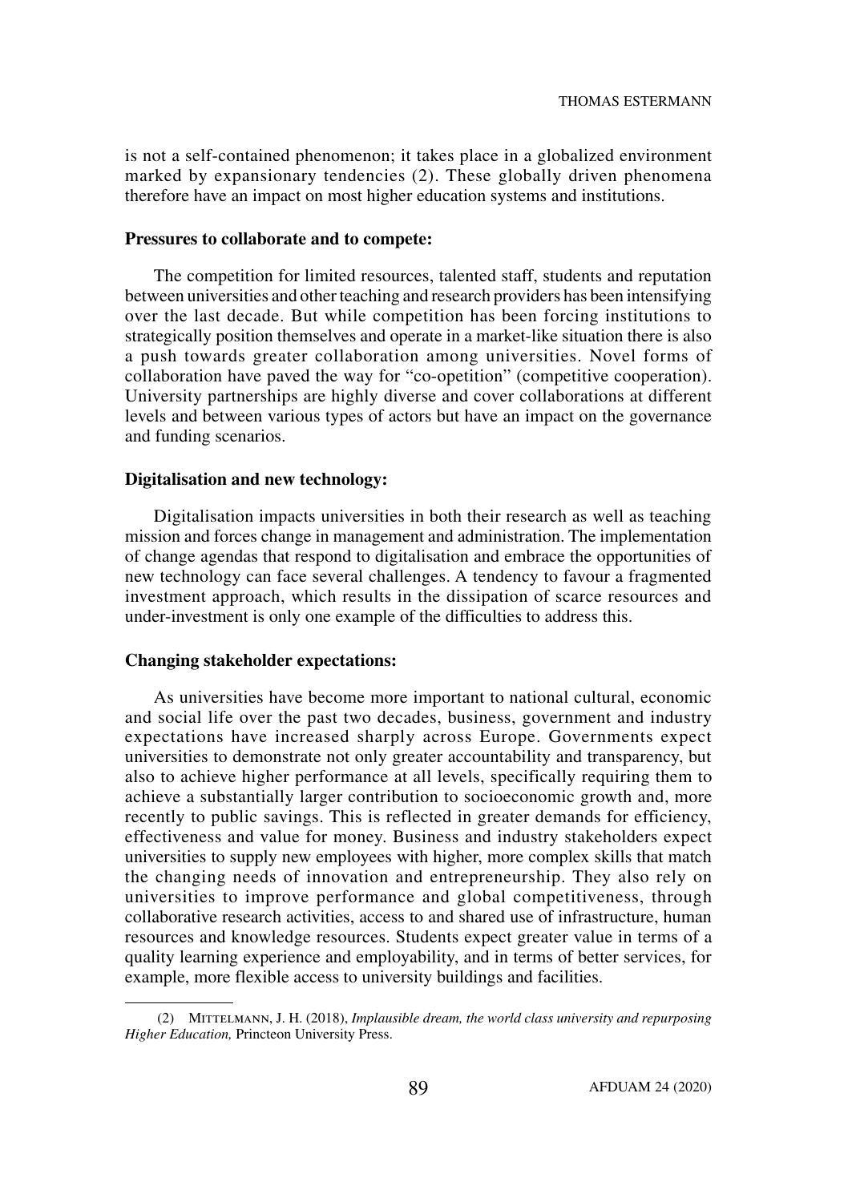is not a self-contained phenomenon; it takes place in a globalized environment marked by expansionary tendencies (2). These globally driven phenomena therefore have an impact on most higher education systems and institutions.

**Pressures to collaborate and to compete:**

The competition for limited resources, talented staff, students and reputation between universities and other teaching and research providers has been intensifying over the last decade. But while competition has been forcing institutions to strategically position themselves and operate in a market-like situation there is also a push towards greater collaboration among universities. Novel forms of collaboration have paved the way for "co-opetition" (competitive cooperation). University partnerships are highly diverse and cover collaborations at different levels and between various types of actors but have an impact on the governance and funding scenarios.

**Digitalisation and new technology:**

Digitalisation impacts universities in both their research as well as teaching mission and forces change in management and administration. The implementation of change agendas that respond to digitalisation and embrace the opportunities of new technology can face several challenges. A tendency to favour a fragmented investment approach, which results in the dissipation of scarce resources and under-investment is only one example of the difficulties to address this.

**Changing stakeholder expectations:**

As universities have become more important to national cultural, economic and social life over the past two decades, business, government and industry expectations have increased sharply across Europe. Governments expect universities to demonstrate not only greater accountability and transparency, but also to achieve higher performance at all levels, specifically requiring them to achieve a substantially larger contribution to socioeconomic growth and, more recently to public savings. This is reflected in greater demands for efficiency, effectiveness and value for money. Business and industry stakeholders expect universities to supply new employees with higher, more complex skills that match the changing needs of innovation and entrepreneurship. They also rely on universities to improve performance and global competitiveness, through collaborative research activities, access to and shared use of infrastructure, human resources and knowledge resources. Students expect greater value in terms of a quality learning experience and employability, and in terms of better services, for example, more flexible access to university buildings and facilities.

(2) Mittelmann, J. H. (2018), *Implausible dream, the world class university and repurposing Higher Education,* Princteon University Press.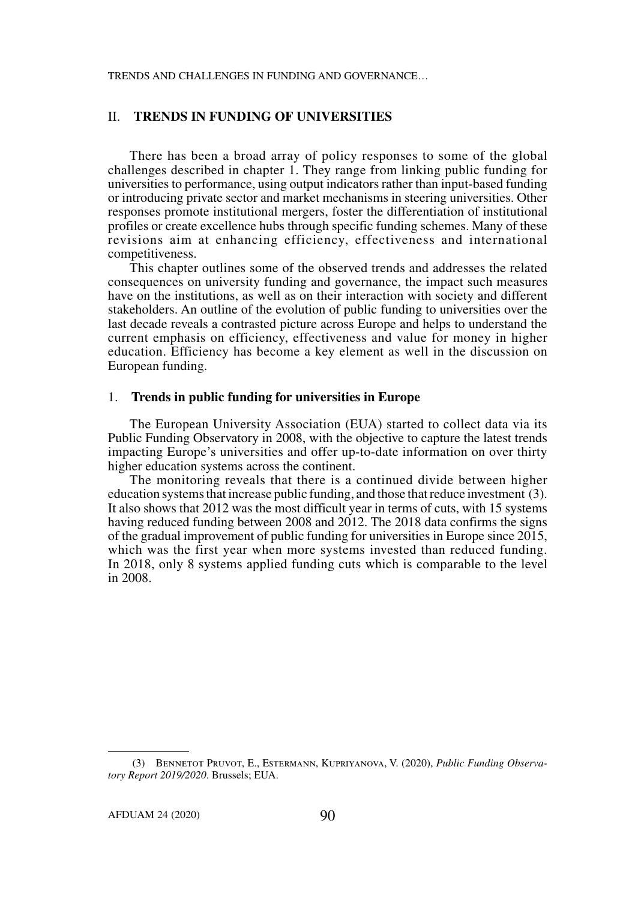## II. **TRENDS IN FUNDING OF UNIVERSITIES**

There has been a broad array of policy responses to some of the global challenges described in chapter 1. They range from linking public funding for universities to performance, using output indicators rather than input-based funding or introducing private sector and market mechanisms in steering universities. Other responses promote institutional mergers, foster the differentiation of institutional profiles or create excellence hubs through specific funding schemes. Many of these revisions aim at enhancing efficiency, effectiveness and international competitiveness.

This chapter outlines some of the observed trends and addresses the related consequences on university funding and governance, the impact such measures have on the institutions, as well as on their interaction with society and different stakeholders. An outline of the evolution of public funding to universities over the last decade reveals a contrasted picture across Europe and helps to understand the current emphasis on efficiency, effectiveness and value for money in higher education. Efficiency has become a key element as well in the discussion on European funding.

### 1. **Trends in public funding for universities in Europe**

The European University Association (EUA) started to collect data via its Public Funding Observatory in 2008, with the objective to capture the latest trends impacting Europe's universities and offer up-to-date information on over thirty higher education systems across the continent.

The monitoring reveals that there is a continued divide between higher education systems that increase public funding, and those that reduce investment (3). It also shows that 2012 was the most difficult year in terms of cuts, with 15 systems having reduced funding between 2008 and 2012. The 2018 data confirms the signs of the gradual improvement of public funding for universities in Europe since 2015, which was the first year when more systems invested than reduced funding. In 2018, only 8 systems applied funding cuts which is comparable to the level in 2008.

---

(3) Bennetot Pruvot, E., Estermann, Kupriyanova, V. (2020), *Public Funding Observatory Report 2019/2020*. Brussels; EUA.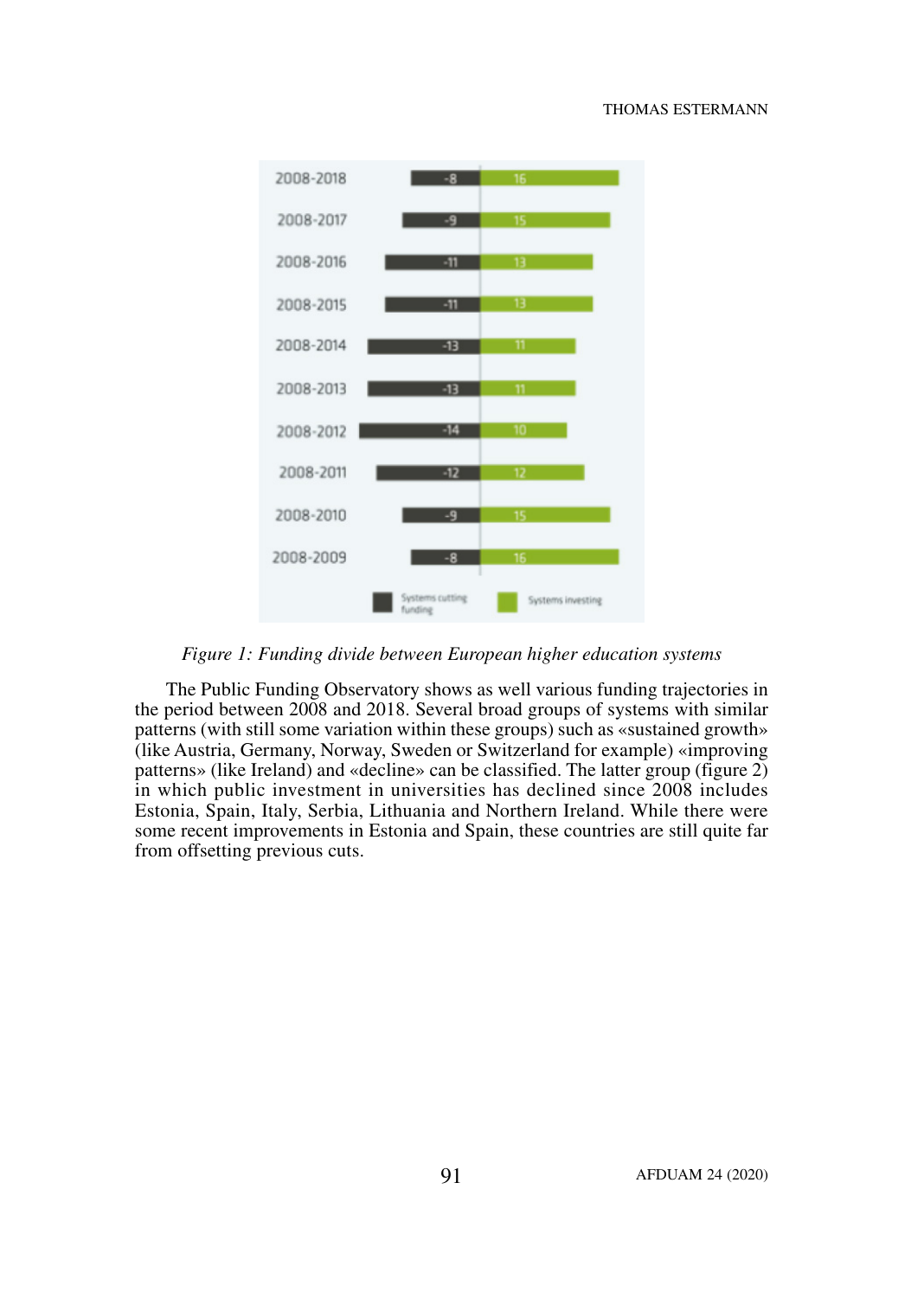*Figure 1: Funding divide between European higher education systems*

The Public Funding Observatory shows as well various funding trajectories in the period between 2008 and 2018. Several broad groups of systems with similar patterns (with still some variation within these groups) such as «sustained growth» (like Austria, Germany, Norway, Sweden or Switzerland for example) «improving patterns» (like Ireland) and «decline» can be classified. The latter group (figure 2) in which public investment in universities has declined since 2008 includes Estonia, Spain, Italy, Serbia, Lithuania and Northern Ireland. While there were some recent improvements in Estonia and Spain, these countries are still quite far from offsetting previous cuts.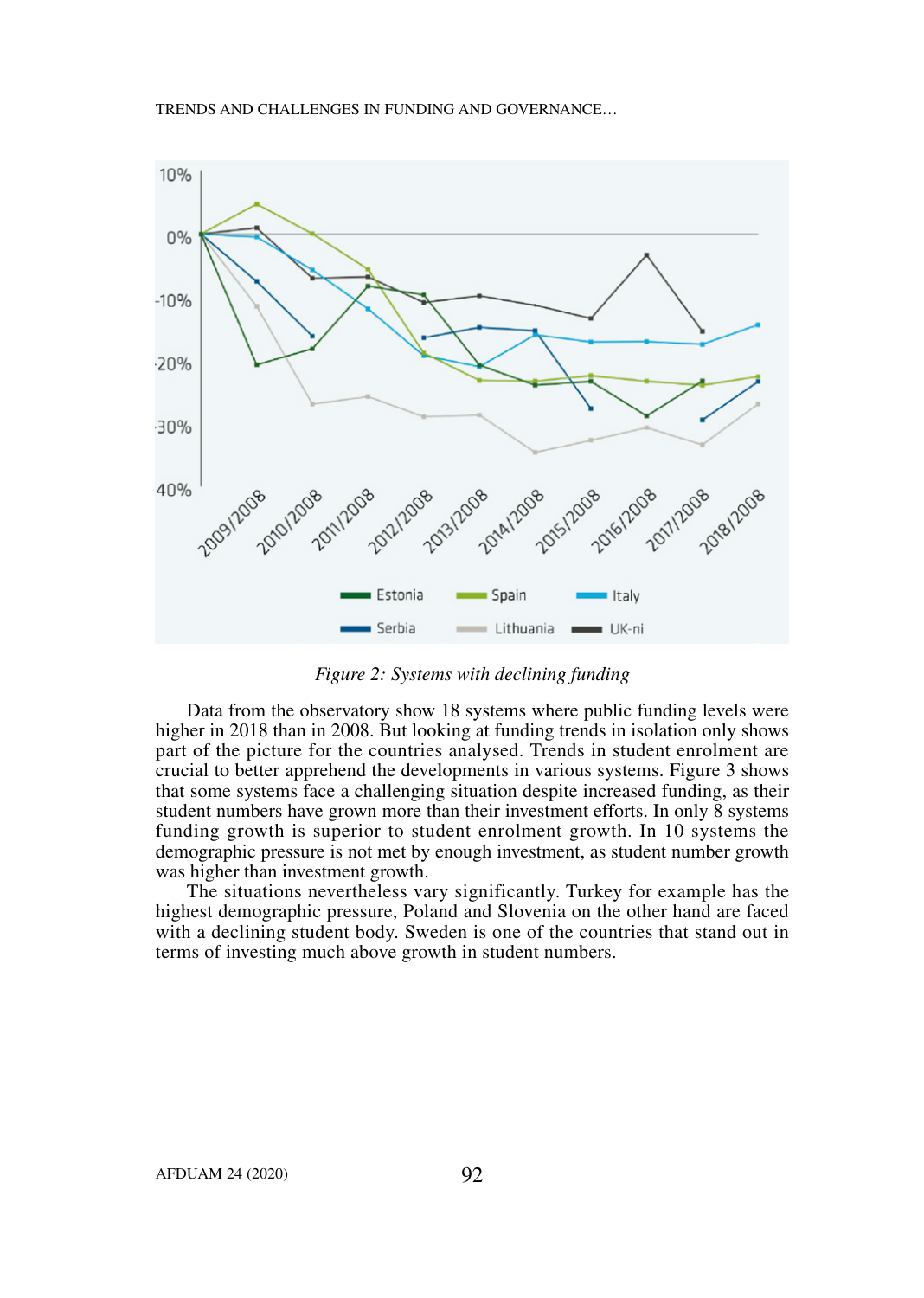*Figure 2: Systems with declining funding*

Data from the observatory show 18 systems where public funding levels were higher in 2018 than in 2008. But looking at funding trends in isolation only shows part of the picture for the countries analysed. Trends in student enrolment are crucial to better apprehend the developments in various systems. Figure 3 shows that some systems face a challenging situation despite increased funding, as their student numbers have grown more than their investment efforts. In only 8 systems funding growth is superior to student enrolment growth. In 10 systems the demographic pressure is not met by enough investment, as student number growth was higher than investment growth.

The situations nevertheless vary significantly. Turkey for example has the highest demographic pressure, Poland and Slovenia on the other hand are faced with a declining student body. Sweden is one of the countries that stand out in terms of investing much above growth in student numbers.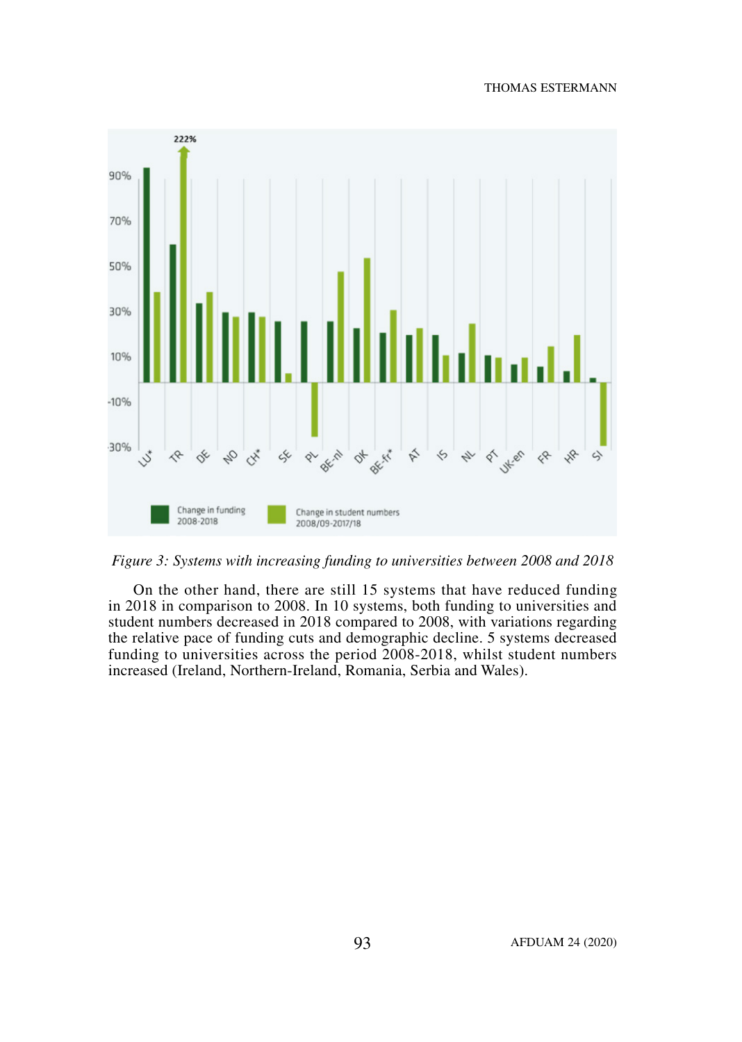*Figure 3: Systems with increasing funding to universities between 2008 and 2018*

On the other hand, there are still 15 systems that have reduced funding in 2018 in comparison to 2008. In 10 systems, both funding to universities and student numbers decreased in 2018 compared to 2008, with variations regarding the relative pace of funding cuts and demographic decline. 5 systems decreased funding to universities across the period 2008-2018, whilst student numbers increased (Ireland, Northern-Ireland, Romania, Serbia and Wales).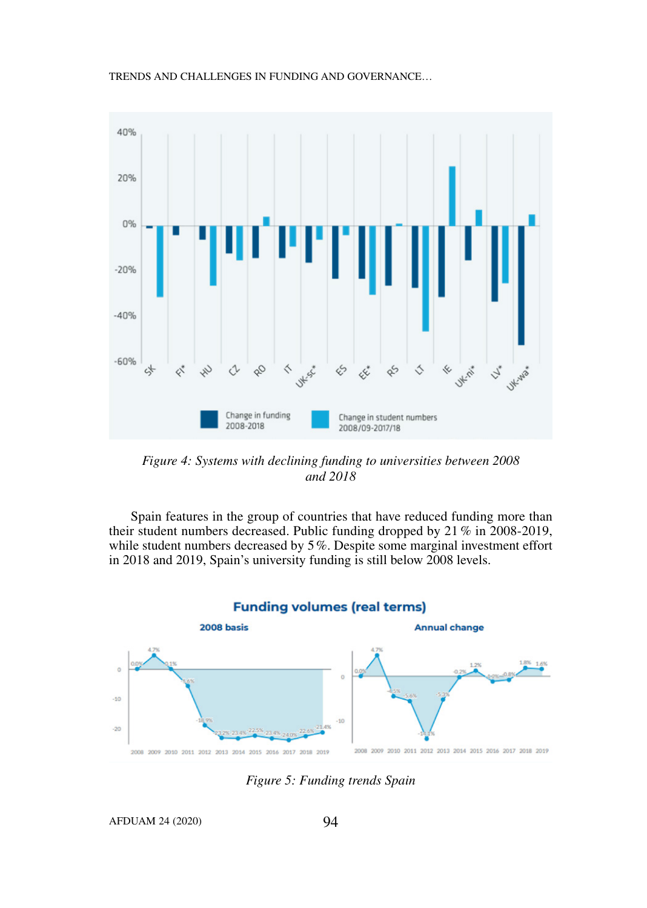*Figure 4: Systems with declining funding to universities between 2008 and 2018*

Spain features in the group of countries that have reduced funding more than their student numbers decreased. Public funding dropped by 21 % in 2008-2019, while student numbers decreased by 5 %. Despite some marginal investment effort in 2018 and 2019, Spain's university funding is still below 2008 levels.

*Figure 5: Funding trends Spain*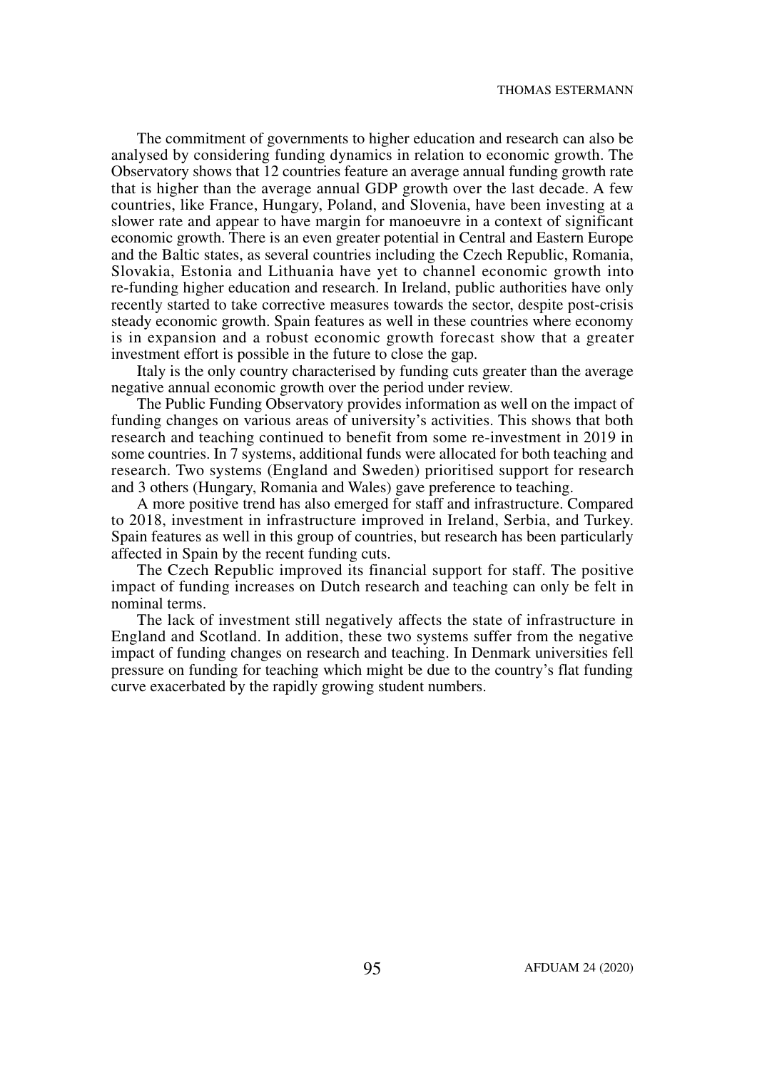The commitment of governments to higher education and research can also be analysed by considering funding dynamics in relation to economic growth. The Observatory shows that 12 countries feature an average annual funding growth rate that is higher than the average annual GDP growth over the last decade. A few countries, like France, Hungary, Poland, and Slovenia, have been investing at a slower rate and appear to have margin for manoeuvre in a context of significant economic growth. There is an even greater potential in Central and Eastern Europe and the Baltic states, as several countries including the Czech Republic, Romania, Slovakia, Estonia and Lithuania have yet to channel economic growth into re-funding higher education and research. In Ireland, public authorities have only recently started to take corrective measures towards the sector, despite post-crisis steady economic growth. Spain features as well in these countries where economy is in expansion and a robust economic growth forecast show that a greater investment effort is possible in the future to close the gap.

Italy is the only country characterised by funding cuts greater than the average negative annual economic growth over the period under review.

The Public Funding Observatory provides information as well on the impact of funding changes on various areas of university's activities. This shows that both research and teaching continued to benefit from some re-investment in 2019 in some countries. In 7 systems, additional funds were allocated for both teaching and research. Two systems (England and Sweden) prioritised support for research and 3 others (Hungary, Romania and Wales) gave preference to teaching.

A more positive trend has also emerged for staff and infrastructure. Compared to 2018, investment in infrastructure improved in Ireland, Serbia, and Turkey. Spain features as well in this group of countries, but research has been particularly affected in Spain by the recent funding cuts.

The Czech Republic improved its financial support for staff. The positive impact of funding increases on Dutch research and teaching can only be felt in nominal terms.

The lack of investment still negatively affects the state of infrastructure in England and Scotland. In addition, these two systems suffer from the negative impact of funding changes on research and teaching. In Denmark universities fell pressure on funding for teaching which might be due to the country's flat funding curve exacerbated by the rapidly growing student numbers.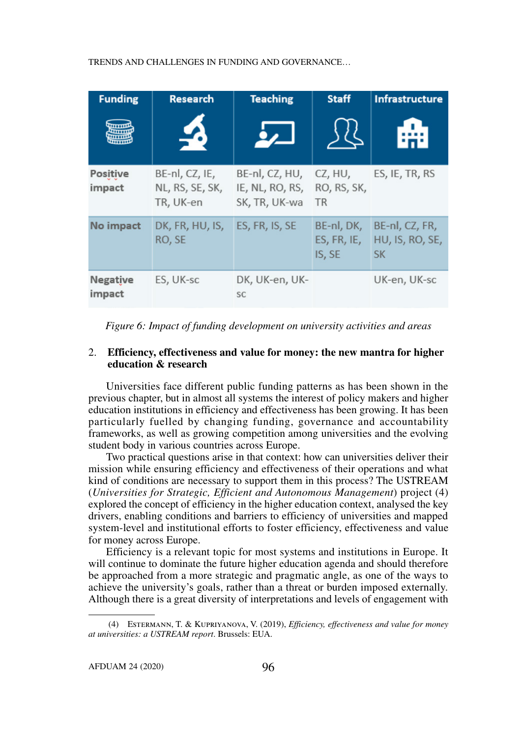| Funding | Research | Teaching | Staff | Infrastructure |
|---|---|---|---|---|
| Positive impact | BE-nl, CZ, IE, NL, RS, SE, SK, TR, UK-en | BE-nl, CZ, HU, IE, NL, RO, RS, SK, TR, UK-wa | CZ, HU, RO, RS, SK, TR | ES, IE, TR, RS |
| No impact | DK, FR, HU, IS, RO, SE | ES, FR, IS, SE | BE-nl, DK, ES, FR, IE, IS, SE | BE-nl, CZ, FR, HU, IS, RO, SE, SK |
| Negative impact | ES, UK-sc | DK, UK-en, UK-sc | | UK-en, UK-sc |

*Figure 6: Impact of funding development on university activities and areas*

## 2. Efficiency, effectiveness and value for money: the new mantra for higher education & research

Universities face different public funding patterns as has been shown in the previous chapter, but in almost all systems the interest of policy makers and higher education institutions in efficiency and effectiveness has been growing. It has been particularly fuelled by changing funding, governance and accountability frameworks, as well as growing competition among universities and the evolving student body in various countries across Europe.

Two practical questions arise in that context: how can universities deliver their mission while ensuring efficiency and effectiveness of their operations and what kind of conditions are necessary to support them in this process? The USTREAM (*Universities for Strategic, Efficient and Autonomous Management*) project (4) explored the concept of efficiency in the higher education context, analysed the key drivers, enabling conditions and barriers to efficiency of universities and mapped system-level and institutional efforts to foster efficiency, effectiveness and value for money across Europe.

Efficiency is a relevant topic for most systems and institutions in Europe. It will continue to dominate the future higher education agenda and should therefore be approached from a more strategic and pragmatic angle, as one of the ways to achieve the university's goals, rather than a threat or burden imposed externally. Although there is a great diversity of interpretations and levels of engagement with

(4) Estermann, T. & Kupriyanova, V. (2019), *Efficiency, effectiveness and value for money at universities: a USTREAM report*. Brussels: EUA.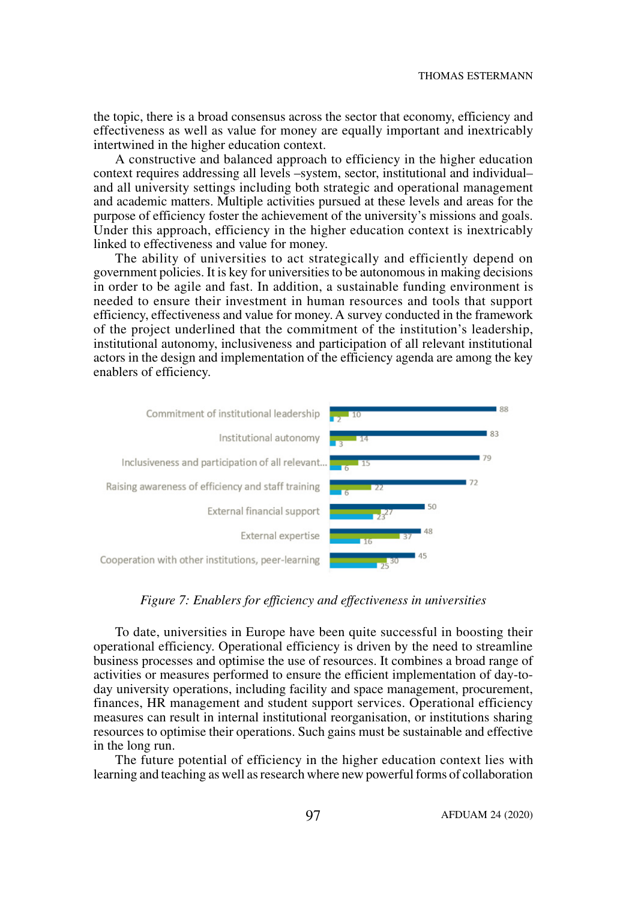the topic, there is a broad consensus across the sector that economy, efficiency and effectiveness as well as value for money are equally important and inextricably intertwined in the higher education context.

A constructive and balanced approach to efficiency in the higher education context requires addressing all levels –system, sector, institutional and individual– and all university settings including both strategic and operational management and academic matters. Multiple activities pursued at these levels and areas for the purpose of efficiency foster the achievement of the university's missions and goals. Under this approach, efficiency in the higher education context is inextricably linked to effectiveness and value for money.

The ability of universities to act strategically and efficiently depend on government policies. It is key for universities to be autonomous in making decisions in order to be agile and fast. In addition, a sustainable funding environment is needed to ensure their investment in human resources and tools that support efficiency, effectiveness and value for money. A survey conducted in the framework of the project underlined that the commitment of the institution's leadership, institutional autonomy, inclusiveness and participation of all relevant institutional actors in the design and implementation of the efficiency agenda are among the key enablers of efficiency.

| Enabler | | | |
|---|---|---|---|
| Commitment of institutional leadership | 88 | 10 | 2 |
| Institutional autonomy | 83 | 14 | 3 |
| Inclusiveness and participation of all relevant... | 79 | 15 | 6 |
| Raising awareness of efficiency and staff training | 72 | 22 | 6 |
| External financial support | 50 | 27 | 23 |
| External expertise | 48 | 37 | 16 |
| Cooperation with other institutions, peer-learning | 45 | 30 | 25 |

*Figure 7: Enablers for efficiency and effectiveness in universities*

To date, universities in Europe have been quite successful in boosting their operational efficiency. Operational efficiency is driven by the need to streamline business processes and optimise the use of resources. It combines a broad range of activities or measures performed to ensure the efficient implementation of day-to-day university operations, including facility and space management, procurement, finances, HR management and student support services. Operational efficiency measures can result in internal institutional reorganisation, or institutions sharing resources to optimise their operations. Such gains must be sustainable and effective in the long run.

The future potential of efficiency in the higher education context lies with learning and teaching as well as research where new powerful forms of collaboration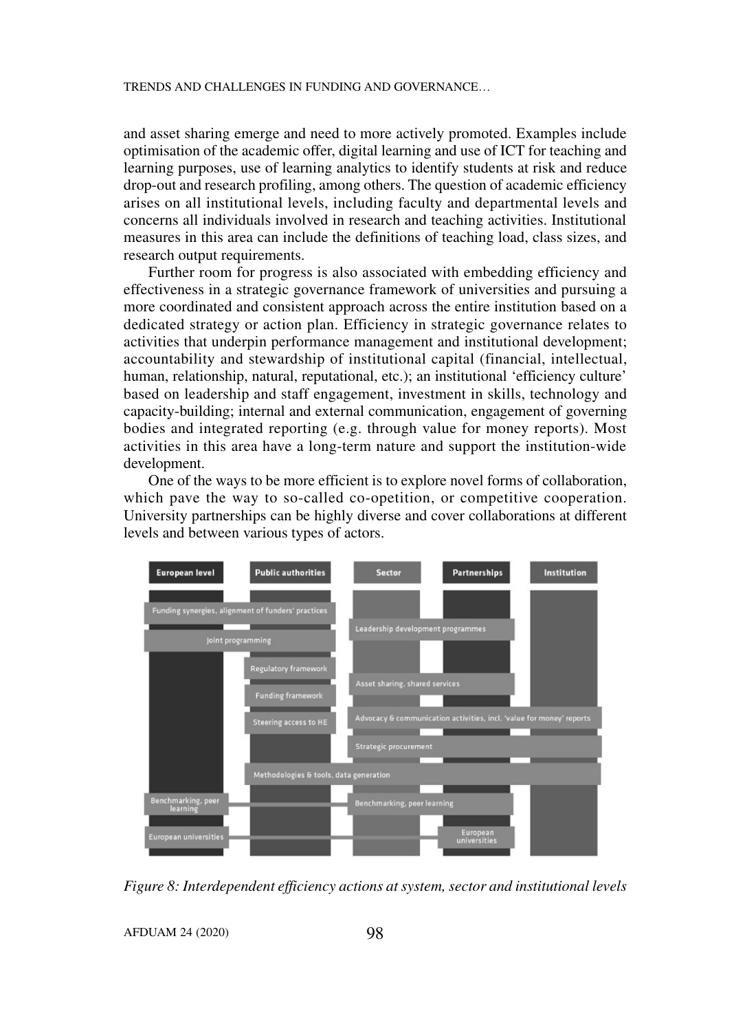and asset sharing emerge and need to more actively promoted. Examples include optimisation of the academic offer, digital learning and use of ICT for teaching and learning purposes, use of learning analytics to identify students at risk and reduce drop-out and research profiling, among others. The question of academic efficiency arises on all institutional levels, including faculty and departmental levels and concerns all individuals involved in research and teaching activities. Institutional measures in this area can include the definitions of teaching load, class sizes, and research output requirements.

Further room for progress is also associated with embedding efficiency and effectiveness in a strategic governance framework of universities and pursuing a more coordinated and consistent approach across the entire institution based on a dedicated strategy or action plan. Efficiency in strategic governance relates to activities that underpin performance management and institutional development; accountability and stewardship of institutional capital (financial, intellectual, human, relationship, natural, reputational, etc.); an institutional 'efficiency culture' based on leadership and staff engagement, investment in skills, technology and capacity-building; internal and external communication, engagement of governing bodies and integrated reporting (e.g. through value for money reports). Most activities in this area have a long-term nature and support the institution-wide development.

One of the ways to be more efficient is to explore novel forms of collaboration, which pave the way to so-called co-opetition, or competitive cooperation. University partnerships can be highly diverse and cover collaborations at different levels and between various types of actors.

*Figure 8: Interdependent efficiency actions at system, sector and institutional levels*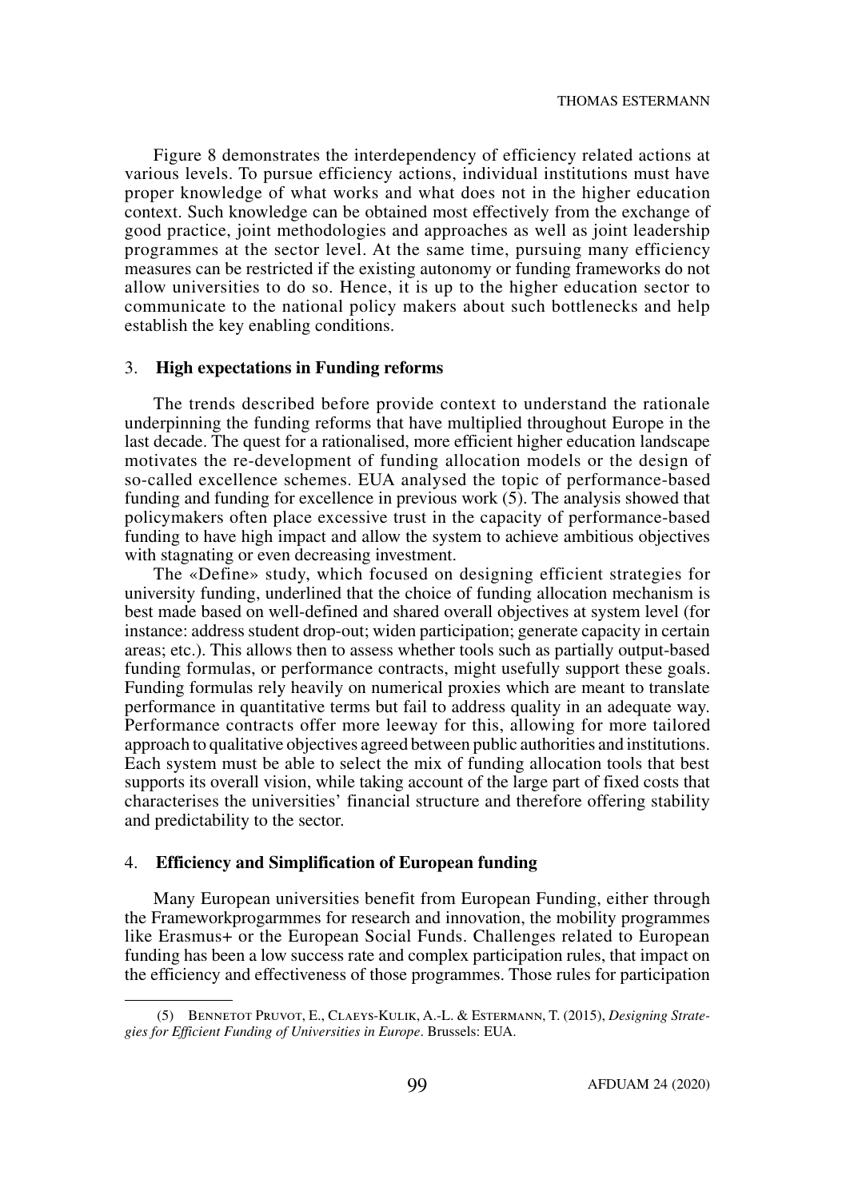Figure 8 demonstrates the interdependency of efficiency related actions at various levels. To pursue efficiency actions, individual institutions must have proper knowledge of what works and what does not in the higher education context. Such knowledge can be obtained most effectively from the exchange of good practice, joint methodologies and approaches as well as joint leadership programmes at the sector level. At the same time, pursuing many efficiency measures can be restricted if the existing autonomy or funding frameworks do not allow universities to do so. Hence, it is up to the higher education sector to communicate to the national policy makers about such bottlenecks and help establish the key enabling conditions.

## 3. **High expectations in Funding reforms**

The trends described before provide context to understand the rationale underpinning the funding reforms that have multiplied throughout Europe in the last decade. The quest for a rationalised, more efficient higher education landscape motivates the re-development of funding allocation models or the design of so-called excellence schemes. EUA analysed the topic of performance-based funding and funding for excellence in previous work (5). The analysis showed that policymakers often place excessive trust in the capacity of performance-based funding to have high impact and allow the system to achieve ambitious objectives with stagnating or even decreasing investment.

The «Define» study, which focused on designing efficient strategies for university funding, underlined that the choice of funding allocation mechanism is best made based on well-defined and shared overall objectives at system level (for instance: address student drop-out; widen participation; generate capacity in certain areas; etc.). This allows then to assess whether tools such as partially output-based funding formulas, or performance contracts, might usefully support these goals. Funding formulas rely heavily on numerical proxies which are meant to translate performance in quantitative terms but fail to address quality in an adequate way. Performance contracts offer more leeway for this, allowing for more tailored approach to qualitative objectives agreed between public authorities and institutions. Each system must be able to select the mix of funding allocation tools that best supports its overall vision, while taking account of the large part of fixed costs that characterises the universities' financial structure and therefore offering stability and predictability to the sector.

## 4. **Efficiency and Simplification of European funding**

Many European universities benefit from European Funding, either through the Frameworkprogarmmes for research and innovation, the mobility programmes like Erasmus+ or the European Social Funds. Challenges related to European funding has been a low success rate and complex participation rules, that impact on the efficiency and effectiveness of those programmes. Those rules for participation

---

(5) Bennetot Pruvot, E., Claeys-Kulik, A.-L. & Estermann, T. (2015), *Designing Strategies for Efficient Funding of Universities in Europe*. Brussels: EUA.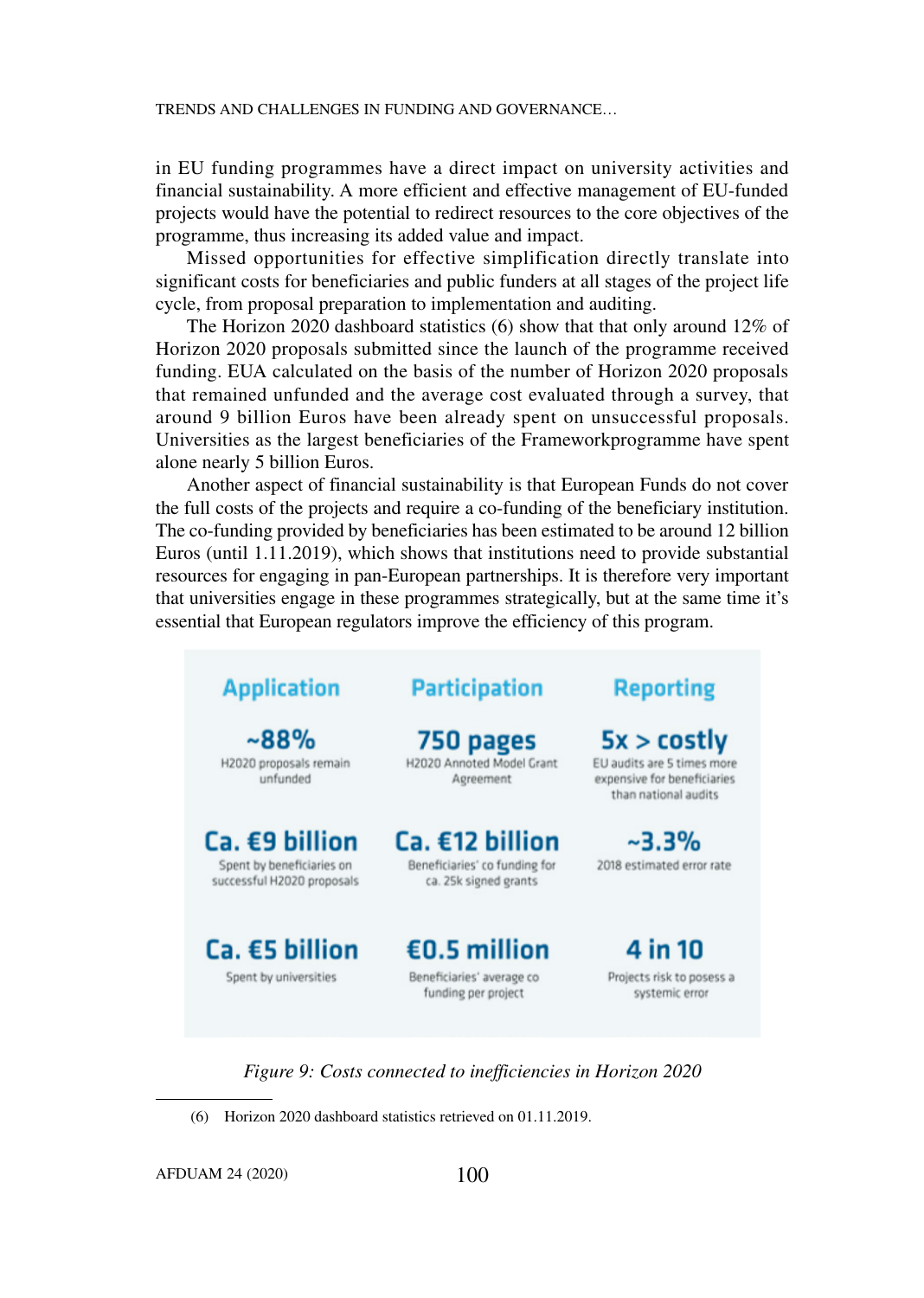in EU funding programmes have a direct impact on university activities and financial sustainability. A more efficient and effective management of EU-funded projects would have the potential to redirect resources to the core objectives of the programme, thus increasing its added value and impact.

Missed opportunities for effective simplification directly translate into significant costs for beneficiaries and public funders at all stages of the project life cycle, from proposal preparation to implementation and auditing.

The Horizon 2020 dashboard statistics (6) show that that only around 12% of Horizon 2020 proposals submitted since the launch of the programme received funding. EUA calculated on the basis of the number of Horizon 2020 proposals that remained unfunded and the average cost evaluated through a survey, that around 9 billion Euros have been already spent on unsuccessful proposals. Universities as the largest beneficiaries of the Frameworkprogramme have spent alone nearly 5 billion Euros.

Another aspect of financial sustainability is that European Funds do not cover the full costs of the projects and require a co-funding of the beneficiary institution. The co-funding provided by beneficiaries has been estimated to be around 12 billion Euros (until 1.11.2019), which shows that institutions need to provide substantial resources for engaging in pan-European partnerships. It is therefore very important that universities engage in these programmes strategically, but at the same time it's essential that European regulators improve the efficiency of this program.

| Application | Participation | Reporting |
| --- | --- | --- |
| **~88%** H2020 proposals remain unfunded | **750 pages** H2020 Annoted Model Grant Agreement | **5x > costly** EU audits are 5 times more expensive for beneficiaries than national audits |
| **Ca. €9 billion** Spent by beneficiaries on successful H2020 proposals | **Ca. €12 billion** Beneficiaries' co funding for ca. 25k signed grants | **~3.3%** 2018 estimated error rate |
| **Ca. €5 billion** Spent by universities | **€0.5 million** Beneficiaries' average co funding per project | **4 in 10** Projects risk to posess a systemic error |

*Figure 9: Costs connected to inefficiencies in Horizon 2020*

(6) Horizon 2020 dashboard statistics retrieved on 01.11.2019.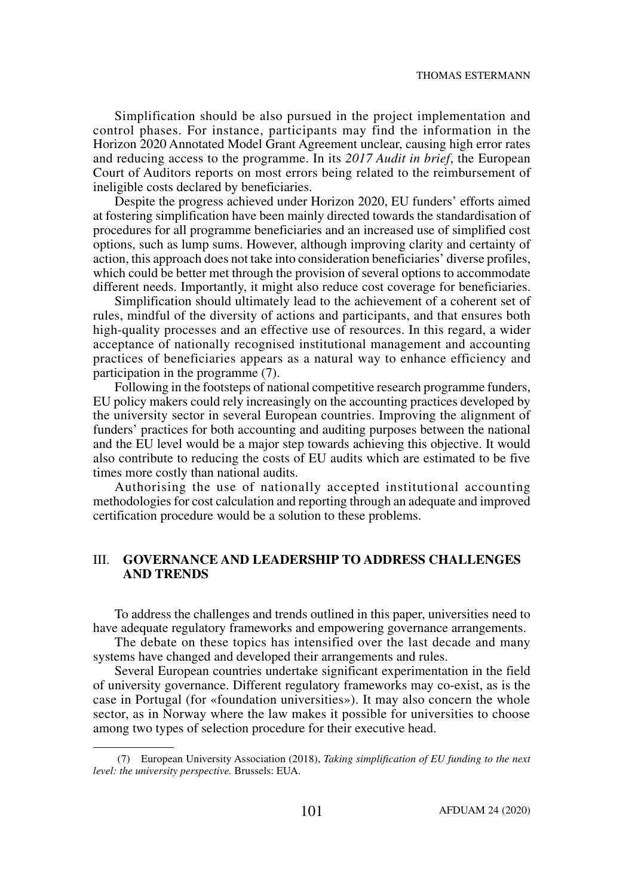Simplification should be also pursued in the project implementation and control phases. For instance, participants may find the information in the Horizon 2020 Annotated Model Grant Agreement unclear, causing high error rates and reducing access to the programme. In its *2017 Audit in brief*, the European Court of Auditors reports on most errors being related to the reimbursement of ineligible costs declared by beneficiaries.

Despite the progress achieved under Horizon 2020, EU funders' efforts aimed at fostering simplification have been mainly directed towards the standardisation of procedures for all programme beneficiaries and an increased use of simplified cost options, such as lump sums. However, although improving clarity and certainty of action, this approach does not take into consideration beneficiaries' diverse profiles, which could be better met through the provision of several options to accommodate different needs. Importantly, it might also reduce cost coverage for beneficiaries.

Simplification should ultimately lead to the achievement of a coherent set of rules, mindful of the diversity of actions and participants, and that ensures both high-quality processes and an effective use of resources. In this regard, a wider acceptance of nationally recognised institutional management and accounting practices of beneficiaries appears as a natural way to enhance efficiency and participation in the programme (7).

Following in the footsteps of national competitive research programme funders, EU policy makers could rely increasingly on the accounting practices developed by the university sector in several European countries. Improving the alignment of funders' practices for both accounting and auditing purposes between the national and the EU level would be a major step towards achieving this objective. It would also contribute to reducing the costs of EU audits which are estimated to be five times more costly than national audits.

Authorising the use of nationally accepted institutional accounting methodologies for cost calculation and reporting through an adequate and improved certification procedure would be a solution to these problems.

## III. GOVERNANCE AND LEADERSHIP TO ADDRESS CHALLENGES AND TRENDS

To address the challenges and trends outlined in this paper, universities need to have adequate regulatory frameworks and empowering governance arrangements.

The debate on these topics has intensified over the last decade and many systems have changed and developed their arrangements and rules.

Several European countries undertake significant experimentation in the field of university governance. Different regulatory frameworks may co-exist, as is the case in Portugal (for «foundation universities»). It may also concern the whole sector, as in Norway where the law makes it possible for universities to choose among two types of selection procedure for their executive head.

---

(7) European University Association (2018), *Taking simplification of EU funding to the next level: the university perspective.* Brussels: EUA.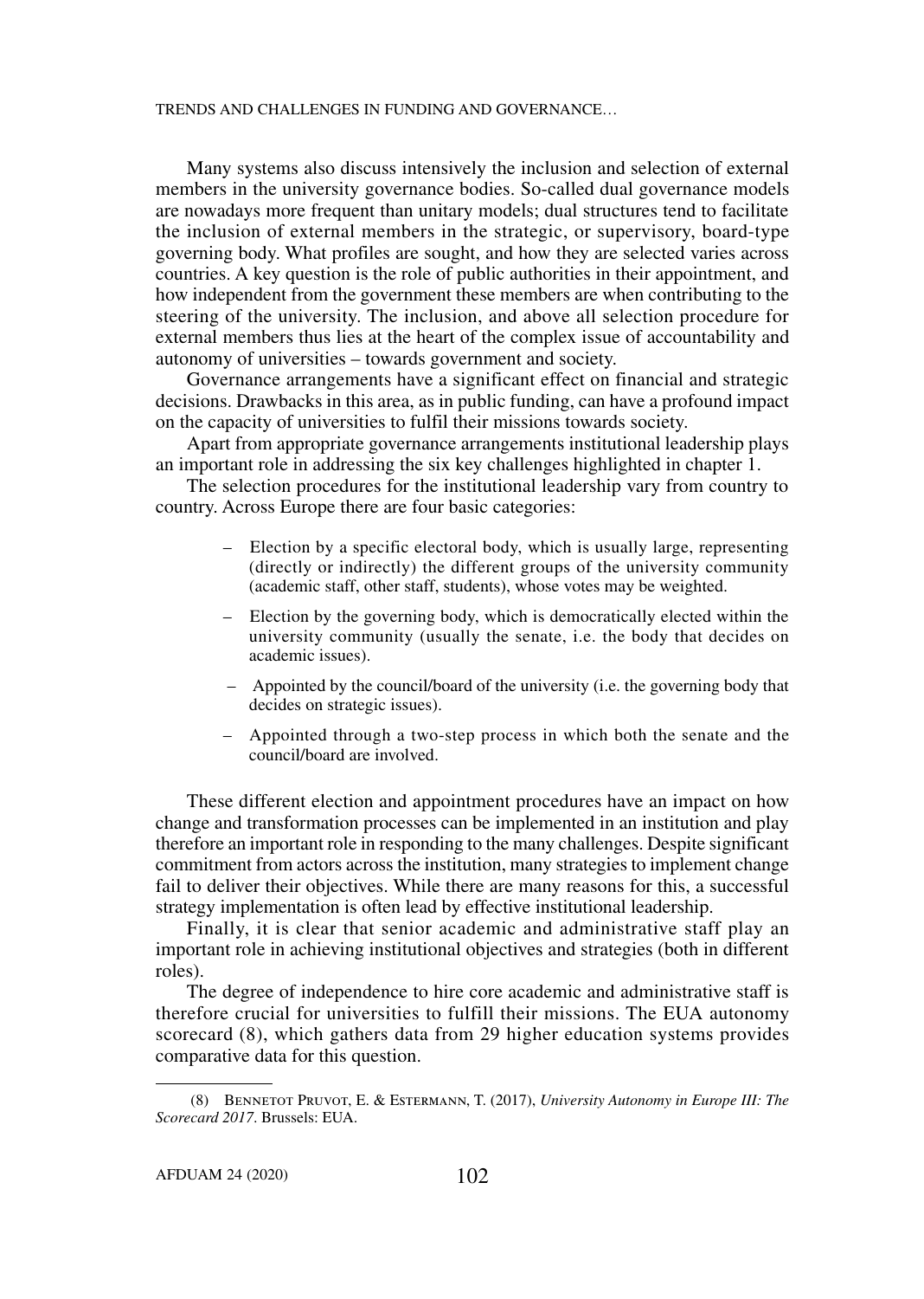Many systems also discuss intensively the inclusion and selection of external members in the university governance bodies. So-called dual governance models are nowadays more frequent than unitary models; dual structures tend to facilitate the inclusion of external members in the strategic, or supervisory, board-type governing body. What profiles are sought, and how they are selected varies across countries. A key question is the role of public authorities in their appointment, and how independent from the government these members are when contributing to the steering of the university. The inclusion, and above all selection procedure for external members thus lies at the heart of the complex issue of accountability and autonomy of universities – towards government and society.

Governance arrangements have a significant effect on financial and strategic decisions. Drawbacks in this area, as in public funding, can have a profound impact on the capacity of universities to fulfil their missions towards society.

Apart from appropriate governance arrangements institutional leadership plays an important role in addressing the six key challenges highlighted in chapter 1.

The selection procedures for the institutional leadership vary from country to country. Across Europe there are four basic categories:

- Election by a specific electoral body, which is usually large, representing (directly or indirectly) the different groups of the university community (academic staff, other staff, students), whose votes may be weighted.
- Election by the governing body, which is democratically elected within the university community (usually the senate, i.e. the body that decides on academic issues).
- Appointed by the council/board of the university (i.e. the governing body that decides on strategic issues).
- Appointed through a two-step process in which both the senate and the council/board are involved.

These different election and appointment procedures have an impact on how change and transformation processes can be implemented in an institution and play therefore an important role in responding to the many challenges. Despite significant commitment from actors across the institution, many strategies to implement change fail to deliver their objectives. While there are many reasons for this, a successful strategy implementation is often lead by effective institutional leadership.

Finally, it is clear that senior academic and administrative staff play an important role in achieving institutional objectives and strategies (both in different roles).

The degree of independence to hire core academic and administrative staff is therefore crucial for universities to fulfill their missions. The EUA autonomy scorecard (8), which gathers data from 29 higher education systems provides comparative data for this question.

(8) Bennetot Pruvot, E. & Estermann, T. (2017), *University Autonomy in Europe III: The Scorecard 2017*. Brussels: EUA.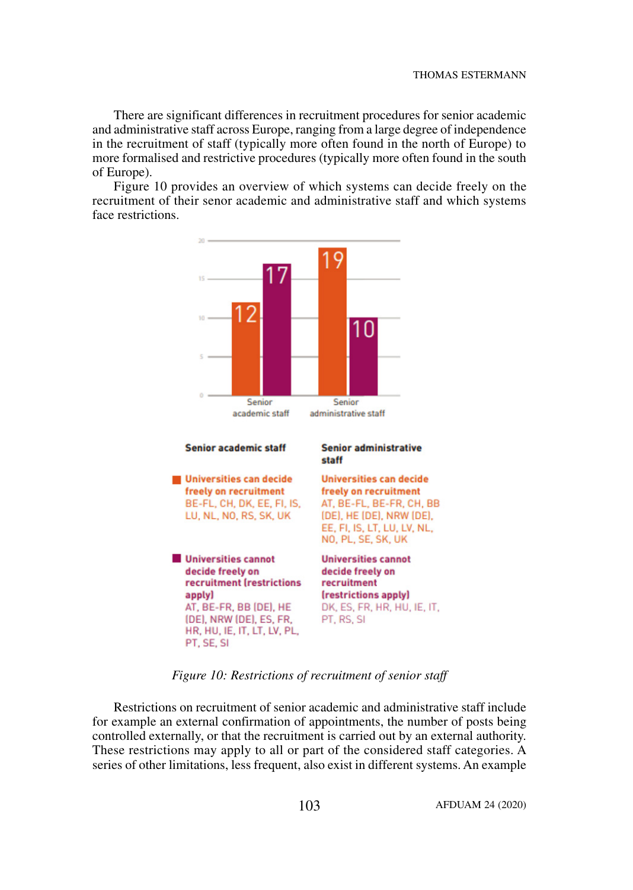There are significant differences in recruitment procedures for senior academic and administrative staff across Europe, ranging from a large degree of independence in the recruitment of staff (typically more often found in the north of Europe) to more formalised and restrictive procedures (typically more often found in the south of Europe).

Figure 10 provides an overview of which systems can decide freely on the recruitment of their senor academic and administrative staff and which systems face restrictions.

| | Senior academic staff | Senior administrative staff |
|---|---|---|
| Universities can decide freely on recruitment | 12 | 19 |
| Universities cannot decide freely on recruitment (restrictions apply) | 17 | 10 |

| | Senior academic staff | Senior administrative staff |
|---|---|---|
| **Universities can decide freely on recruitment** | BE-FL, CH, DK, EE, FI, IS, LU, NL, NO, RS, SK, UK | AT, BE-FL, BE-FR, CH, BB (DE), HE (DE), NRW (DE), EE, FI, IS, LT, LU, LV, NL, NO, PL, SE, SK, UK |
| **Universities cannot decide freely on recruitment (restrictions apply)** | AT, BE-FR, BB (DE), HE (DE), NRW (DE), ES, FR, HR, HU, IE, IT, LT, LV, PL, PT, SE, SI | DK, ES, FR, HR, HU, IE, IT, PT, RS, SI |

*Figure 10: Restrictions of recruitment of senior staff*

Restrictions on recruitment of senior academic and administrative staff include for example an external confirmation of appointments, the number of posts being controlled externally, or that the recruitment is carried out by an external authority. These restrictions may apply to all or part of the considered staff categories. A series of other limitations, less frequent, also exist in different systems. An example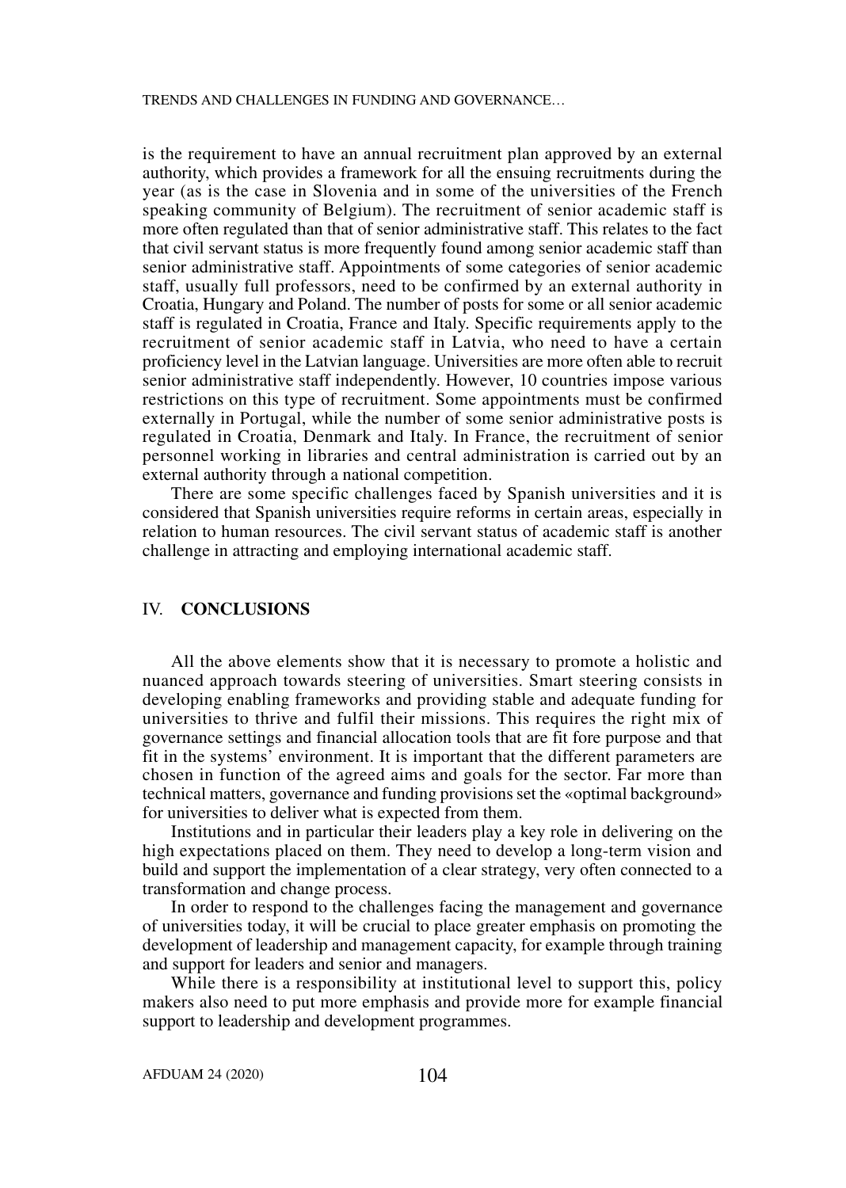is the requirement to have an annual recruitment plan approved by an external authority, which provides a framework for all the ensuing recruitments during the year (as is the case in Slovenia and in some of the universities of the French speaking community of Belgium). The recruitment of senior academic staff is more often regulated than that of senior administrative staff. This relates to the fact that civil servant status is more frequently found among senior academic staff than senior administrative staff. Appointments of some categories of senior academic staff, usually full professors, need to be confirmed by an external authority in Croatia, Hungary and Poland. The number of posts for some or all senior academic staff is regulated in Croatia, France and Italy. Specific requirements apply to the recruitment of senior academic staff in Latvia, who need to have a certain proficiency level in the Latvian language. Universities are more often able to recruit senior administrative staff independently. However, 10 countries impose various restrictions on this type of recruitment. Some appointments must be confirmed externally in Portugal, while the number of some senior administrative posts is regulated in Croatia, Denmark and Italy. In France, the recruitment of senior personnel working in libraries and central administration is carried out by an external authority through a national competition.

There are some specific challenges faced by Spanish universities and it is considered that Spanish universities require reforms in certain areas, especially in relation to human resources. The civil servant status of academic staff is another challenge in attracting and employing international academic staff.

## IV. CONCLUSIONS

All the above elements show that it is necessary to promote a holistic and nuanced approach towards steering of universities. Smart steering consists in developing enabling frameworks and providing stable and adequate funding for universities to thrive and fulfil their missions. This requires the right mix of governance settings and financial allocation tools that are fit fore purpose and that fit in the systems' environment. It is important that the different parameters are chosen in function of the agreed aims and goals for the sector. Far more than technical matters, governance and funding provisions set the «optimal background» for universities to deliver what is expected from them.

Institutions and in particular their leaders play a key role in delivering on the high expectations placed on them. They need to develop a long-term vision and build and support the implementation of a clear strategy, very often connected to a transformation and change process.

In order to respond to the challenges facing the management and governance of universities today, it will be crucial to place greater emphasis on promoting the development of leadership and management capacity, for example through training and support for leaders and senior and managers.

While there is a responsibility at institutional level to support this, policy makers also need to put more emphasis and provide more for example financial support to leadership and development programmes.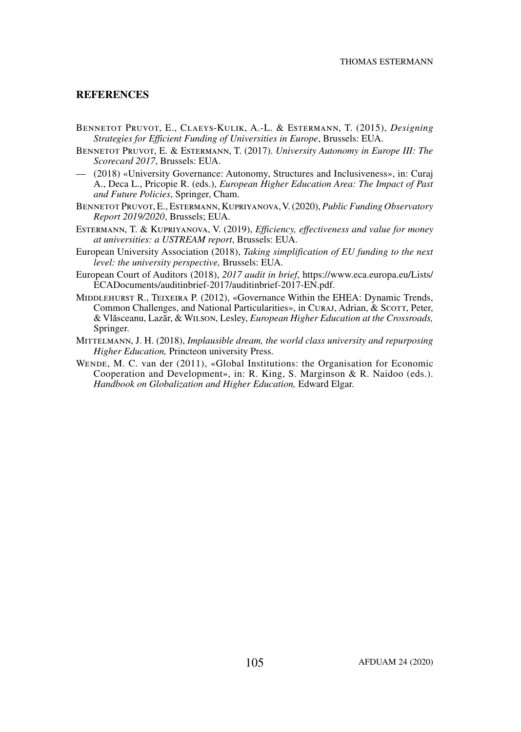## REFERENCES

Bennetot Pruvot, E., Claeys-Kulik, A.-L. & Estermann, T. (2015), *Designing Strategies for Efficient Funding of Universities in Europe*, Brussels: EUA.

Bennetot Pruvot, E. & Estermann, T. (2017). *University Autonomy in Europe III: The Scorecard 2017*, Brussels: EUA.

— (2018) «University Governance: Autonomy, Structures and Inclusiveness», in: Curaj A., Deca L., Pricopie R. (eds.), *European Higher Education Area: The Impact of Past and Future Policies*, Springer, Cham.

Bennetot Pruvot, E., Estermann, Kupriyanova, V. (2020), *Public Funding Observatory Report 2019/2020*, Brussels; EUA.

Estermann, T. & Kupriyanova, V. (2019), *Efficiency, effectiveness and value for money at universities: a USTREAM report*, Brussels: EUA.

European University Association (2018), *Taking simplification of EU funding to the next level: the university perspective,* Brussels: EUA.

European Court of Auditors (2018), *2017 audit in brief*, https://www.eca.europa.eu/Lists/ECADocuments/auditinbrief-2017/auditinbrief-2017-EN.pdf.

Middlehurst R., Teixeira P. (2012), «Governance Within the EHEA: Dynamic Trends, Common Challenges, and National Particularities», in Curaj, Adrian, & Scott, Peter, & Vlăsceanu, Lazăr, & Wilson, Lesley, *European Higher Education at the Crossroads,* Springer.

Mittelmann, J. H. (2018), *Implausible dream, the world class university and repurposing Higher Education,* Princteon university Press.

Wende, M. C. van der (2011), «Global Institutions: the Organisation for Economic Cooperation and Development», in: R. King, S. Marginson & R. Naidoo (eds.). *Handbook on Globalization and Higher Education,* Edward Elgar.